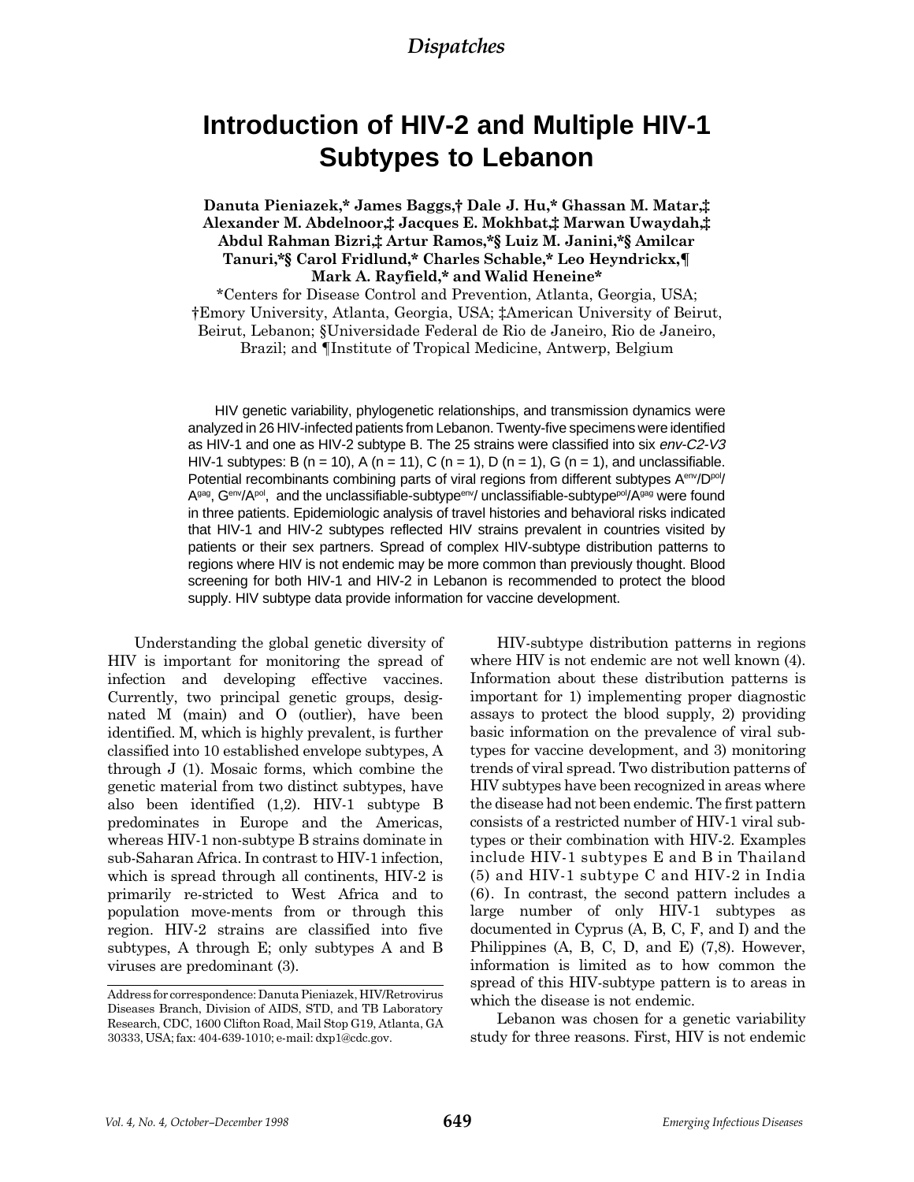# Introduction of HIV-2 and Multiple HIV-1 Subtypes to Lebanon

**Danuta Pieniazek,\* James Baggs,† Dale J. Hu,\* Ghassan M. Matar,‡ Alexander M. Abdelnoor,‡ Jacques E. Mokhbat,‡ Marwan Uwaydah,‡ Abdul Rahman Bizri,‡ Artur Ramos,\*§ Luiz M. Janini,\*§ Amilcar Tanuri,\*§ Carol Fridlund,\* Charles Schable,\* Leo Heyndrickx,¶ Mark A. Rayfield,\* and Walid Heneine\***

\*Centers for Disease Control and Prevention, Atlanta, Georgia, USA; †Emory University, Atlanta, Georgia, USA; ‡American University of Beirut, Beirut, Lebanon; §Universidade Federal de Rio de Janeiro, Rio de Janeiro, Brazil; and ¶Institute of Tropical Medicine, Antwerp, Belgium

HIV genetic variability, phylogenetic relationships, and transmission dynamics were analyzed in 26 HIV-infected patients from Lebanon. Twenty-five specimens were identified as HIV-1 and one as HIV-2 subtype B. The 25 strains were classified into six *env-C2-V3* HIV-1 subtypes: B (n = 10), A (n = 11), C (n = 1), D (n = 1), G (n = 1), and unclassifiable. Potential recombinants combining parts of viral regions from different subtypes $A^{env}/D^{pol}/A^{gag}$, $G^{env}/A^{pol}$, and the unclassifiable-subtype$^{env}$/ unclassifiable-subtype$^{pol}/A^{gag}$ were found in three patients. Epidemiologic analysis of travel histories and behavioral risks indicated that HIV-1 and HIV-2 subtypes reflected HIV strains prevalent in countries visited by patients or their sex partners. Spread of complex HIV-subtype distribution patterns to regions where HIV is not endemic may be more common than previously thought. Blood screening for both HIV-1 and HIV-2 in Lebanon is recommended to protect the blood supply. HIV subtype data provide information for vaccine development.

Understanding the global genetic diversity of HIV is important for monitoring the spread of infection and developing effective vaccines. Currently, two principal genetic groups, designated M (main) and O (outlier), have been identified. M, which is highly prevalent, is further classified into 10 established envelope subtypes, A through J (1). Mosaic forms, which combine the genetic material from two distinct subtypes, have also been identified (1,2). HIV-1 subtype B predominates in Europe and the Americas, whereas HIV-1 non-subtype B strains dominate in sub-Saharan Africa. In contrast to HIV-1 infection, which is spread through all continents, HIV-2 is primarily re-stricted to West Africa and to population move-ments from or through this region. HIV-2 strains are classified into five subtypes, A through E; only subtypes A and B viruses are predominant (3).

Address for correspondence: Danuta Pieniazek, HIV/Retrovirus Diseases Branch, Division of AIDS, STD, and TB Laboratory Research, CDC, 1600 Clifton Road, Mail Stop G19, Atlanta, GA 30333, USA; fax: 404-639-1010; e-mail: dxp1@cdc.gov.

HIV-subtype distribution patterns in regions where HIV is not endemic are not well known (4). Information about these distribution patterns is important for 1) implementing proper diagnostic assays to protect the blood supply, 2) providing basic information on the prevalence of viral subtypes for vaccine development, and 3) monitoring trends of viral spread. Two distribution patterns of HIV subtypes have been recognized in areas where the disease had not been endemic. The first pattern consists of a restricted number of HIV-1 viral subtypes or their combination with HIV-2. Examples include HIV-1 subtypes E and B in Thailand (5) and HIV-1 subtype C and HIV-2 in India (6). In contrast, the second pattern includes a large number of only HIV-1 subtypes as documented in Cyprus (A, B, C, F, and I) and the Philippines (A, B, C, D, and E) (7,8). However, information is limited as to how common the spread of this HIV-subtype pattern is to areas in which the disease is not endemic.

Lebanon was chosen for a genetic variability study for three reasons. First, HIV is not endemic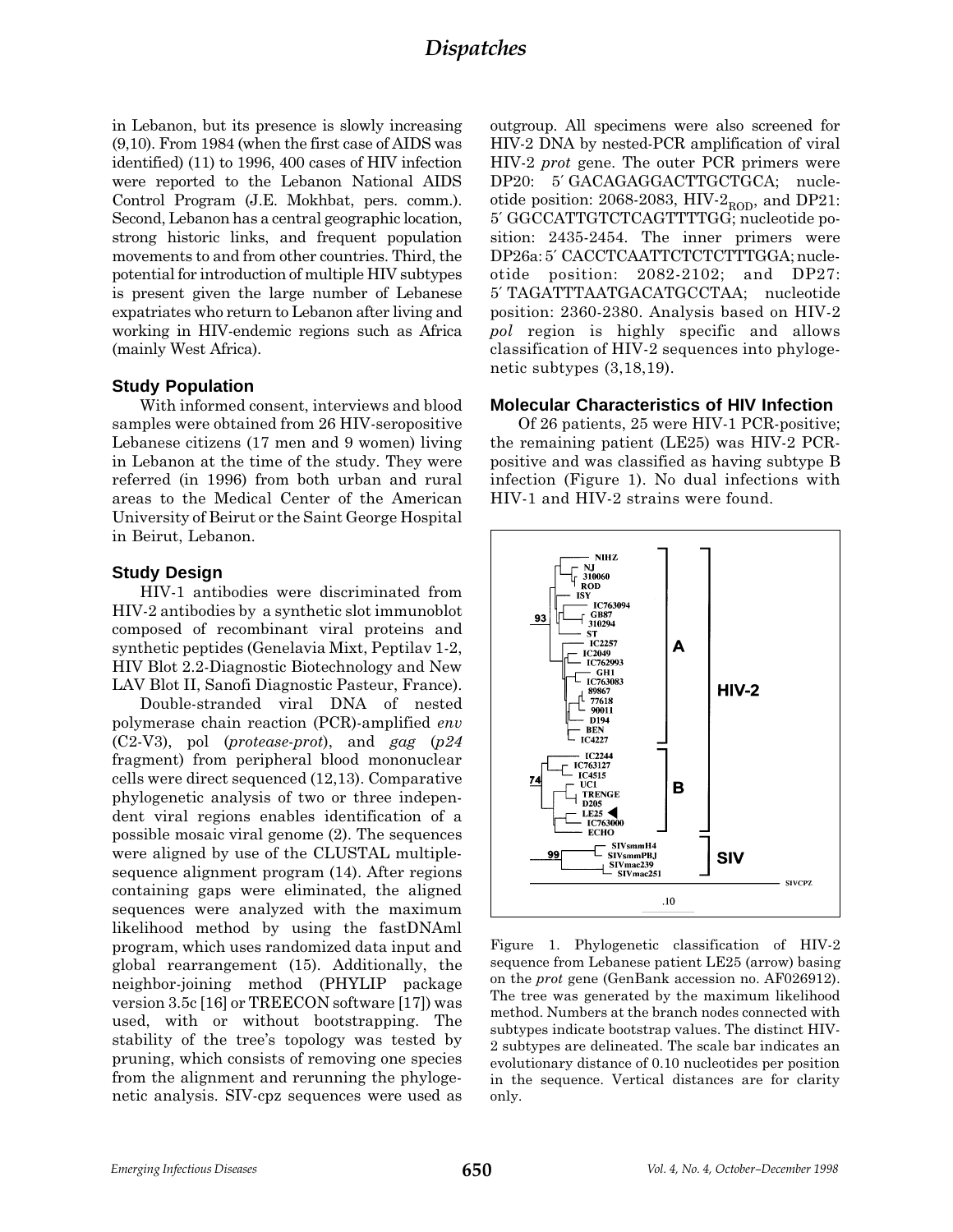in Lebanon, but its presence is slowly increasing (9,10). From 1984 (when the first case of AIDS was identified) (11) to 1996, 400 cases of HIV infection were reported to the Lebanon National AIDS Control Program (J.E. Mokhbat, pers. comm.). Second, Lebanon has a central geographic location, strong historic links, and frequent population movements to and from other countries. Third, the potential for introduction of multiple HIV subtypes is present given the large number of Lebanese expatriates who return to Lebanon after living and working in HIV-endemic regions such as Africa (mainly West Africa).

### Study Population

With informed consent, interviews and blood samples were obtained from 26 HIV-seropositive Lebanese citizens (17 men and 9 women) living in Lebanon at the time of the study. They were referred (in 1996) from both urban and rural areas to the Medical Center of the American University of Beirut or the Saint George Hospital in Beirut, Lebanon.

### Study Design

HIV-1 antibodies were discriminated from HIV-2 antibodies by a synthetic slot immunoblot composed of recombinant viral proteins and synthetic peptides (Genelavia Mixt, Peptilav 1-2, HIV Blot 2.2-Diagnostic Biotechnology and New LAV Blot II, Sanofi Diagnostic Pasteur, France).

Double-stranded viral DNA of nested polymerase chain reaction (PCR)-amplified *env* (C2-V3), pol (*protease-prot*), and *gag* (*p24* fragment) from peripheral blood mononuclear cells were direct sequenced (12,13). Comparative phylogenetic analysis of two or three independent viral regions enables identification of a possible mosaic viral genome (2). The sequences were aligned by use of the CLUSTAL multiple-sequence alignment program (14). After regions containing gaps were eliminated, the aligned sequences were analyzed with the maximum likelihood method by using the fastDNAml program, which uses randomized data input and global rearrangement (15). Additionally, the neighbor-joining method (PHYLIP package version 3.5c [16] or TREECON software [17]) was used, with or without bootstrapping. The stability of the tree's topology was tested by pruning, which consists of removing one species from the alignment and rerunning the phylogenetic analysis. SIV-cpz sequences were used as outgroup. All specimens were also screened for HIV-2 DNA by nested-PCR amplification of viral HIV-2 *prot* gene. The outer PCR primers were DP20: 5′ GACAGAGGACTTGCTGCA; nucleotide position: 2068-2083, HIV-$2_{ROD}$, and DP21: 5′ GGCCATTGTCTCAGTTTTGG; nucleotide position: 2435-2454. The inner primers were DP26a: 5′ CACCTCAATTCTCTCTTTGGA; nucleotide position: 2082-2102; and DP27: 5′ TAGATTTAATGACATGCCTAA; nucleotide position: 2360-2380. Analysis based on HIV-2 *pol* region is highly specific and allows classification of HIV-2 sequences into phylogenetic subtypes (3,18,19).

### Molecular Characteristics of HIV Infection

Of 26 patients, 25 were HIV-1 PCR-positive; the remaining patient (LE25) was HIV-2 PCR-positive and was classified as having subtype B infection (Figure 1). No dual infections with HIV-1 and HIV-2 strains were found.

Figure 1. Phylogenetic classification of HIV-2 sequence from Lebanese patient LE25 (arrow) basing on the *prot* gene (GenBank accession no. AF026912). The tree was generated by the maximum likelihood method. Numbers at the branch nodes connected with subtypes indicate bootstrap values. The distinct HIV-2 subtypes are delineated. The scale bar indicates an evolutionary distance of 0.10 nucleotides per position in the sequence. Vertical distances are for clarity only.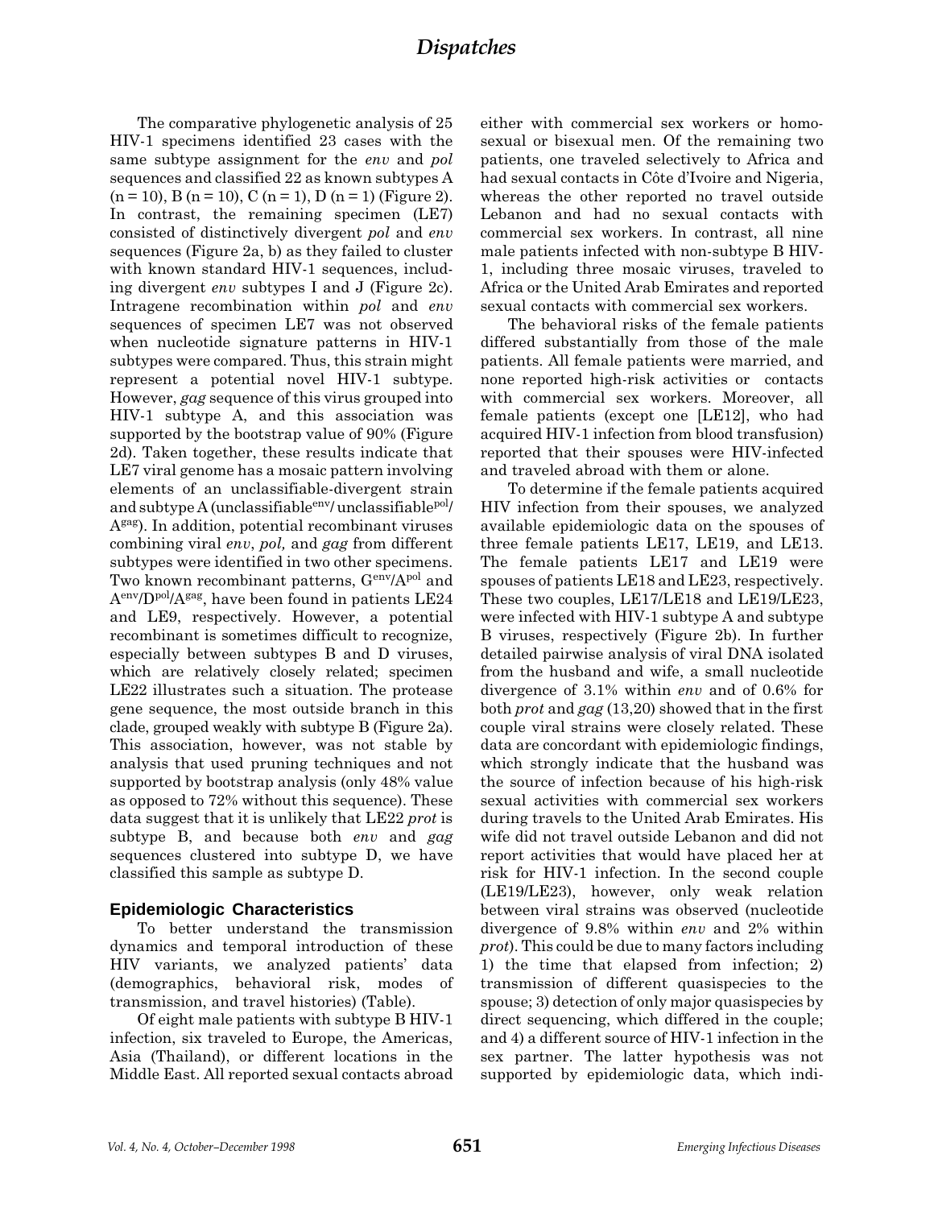The comparative phylogenetic analysis of 25 HIV-1 specimens identified 23 cases with the same subtype assignment for the *env* and *pol* sequences and classified 22 as known subtypes A (n = 10), B (n = 10), C (n = 1), D (n = 1) (Figure 2). In contrast, the remaining specimen (LE7) consisted of distinctively divergent *pol* and *env* sequences (Figure 2a, b) as they failed to cluster with known standard HIV-1 sequences, including divergent *env* subtypes I and J (Figure 2c). Intragene recombination within *pol* and *env* sequences of specimen LE7 was not observed when nucleotide signature patterns in HIV-1 subtypes were compared. Thus, this strain might represent a potential novel HIV-1 subtype. However, *gag* sequence of this virus grouped into HIV-1 subtype A, and this association was supported by the bootstrap value of 90% (Figure 2d). Taken together, these results indicate that LE7 viral genome has a mosaic pattern involving elements of an unclassifiable-divergent strain and subtype A (unclassifiable$^{env}$/ unclassifiable$^{pol}$/ $A^{gag}$). In addition, potential recombinant viruses combining viral *env*, *pol,* and *gag* from different subtypes were identified in two other specimens. Two known recombinant patterns, $G^{env}/A^{pol}$ and $A^{env}/D^{pol}/A^{gag}$, have been found in patients LE24 and LE9, respectively. However, a potential recombinant is sometimes difficult to recognize, especially between subtypes B and D viruses, which are relatively closely related; specimen LE22 illustrates such a situation. The protease gene sequence, the most outside branch in this clade, grouped weakly with subtype B (Figure 2a). This association, however, was not stable by analysis that used pruning techniques and not supported by bootstrap analysis (only 48% value as opposed to 72% without this sequence). These data suggest that it is unlikely that LE22 *prot* is subtype B, and because both *env* and *gag* sequences clustered into subtype D, we have classified this sample as subtype D.

### Epidemiologic Characteristics

To better understand the transmission dynamics and temporal introduction of these HIV variants, we analyzed patients' data (demographics, behavioral risk, modes of transmission, and travel histories) (Table).

Of eight male patients with subtype B HIV-1 infection, six traveled to Europe, the Americas, Asia (Thailand), or different locations in the Middle East. All reported sexual contacts abroad either with commercial sex workers or homosexual or bisexual men. Of the remaining two patients, one traveled selectively to Africa and had sexual contacts in Côte d'Ivoire and Nigeria, whereas the other reported no travel outside Lebanon and had no sexual contacts with commercial sex workers. In contrast, all nine male patients infected with non-subtype B HIV-1, including three mosaic viruses, traveled to Africa or the United Arab Emirates and reported sexual contacts with commercial sex workers.

The behavioral risks of the female patients differed substantially from those of the male patients. All female patients were married, and none reported high-risk activities or contacts with commercial sex workers. Moreover, all female patients (except one [LE12], who had acquired HIV-1 infection from blood transfusion) reported that their spouses were HIV-infected and traveled abroad with them or alone.

To determine if the female patients acquired HIV infection from their spouses, we analyzed available epidemiologic data on the spouses of three female patients LE17, LE19, and LE13. The female patients LE17 and LE19 were spouses of patients LE18 and LE23, respectively. These two couples, LE17/LE18 and LE19/LE23, were infected with HIV-1 subtype A and subtype B viruses, respectively (Figure 2b). In further detailed pairwise analysis of viral DNA isolated from the husband and wife, a small nucleotide divergence of 3.1% within *env* and of 0.6% for both *prot* and *gag* (13,20) showed that in the first couple viral strains were closely related. These data are concordant with epidemiologic findings, which strongly indicate that the husband was the source of infection because of his high-risk sexual activities with commercial sex workers during travels to the United Arab Emirates. His wife did not travel outside Lebanon and did not report activities that would have placed her at risk for HIV-1 infection. In the second couple (LE19/LE23), however, only weak relation between viral strains was observed (nucleotide divergence of 9.8% within *env* and 2% within *prot*). This could be due to many factors including 1) the time that elapsed from infection; 2) transmission of different quasispecies to the spouse; 3) detection of only major quasispecies by direct sequencing, which differed in the couple; and 4) a different source of HIV-1 infection in the sex partner. The latter hypothesis was not supported by epidemiologic data, which indi-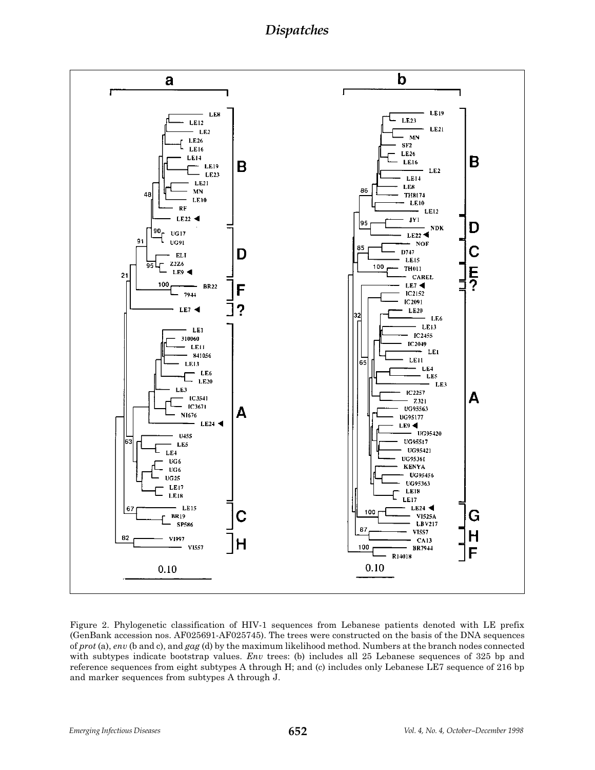Figure 2. Phylogenetic classification of HIV-1 sequences from Lebanese patients denoted with LE prefix (GenBank accession nos. AF025691-AF025745). The trees were constructed on the basis of the DNA sequences of *prot* (a), *env* (b and c), and *gag* (d) by the maximum likelihood method. Numbers at the branch nodes connected with subtypes indicate bootstrap values. *Env* trees: (b) includes all 25 Lebanese sequences of 325 bp and reference sequences from eight subtypes A through H; and (c) includes only Lebanese LE7 sequence of 216 bp and marker sequences from subtypes A through J.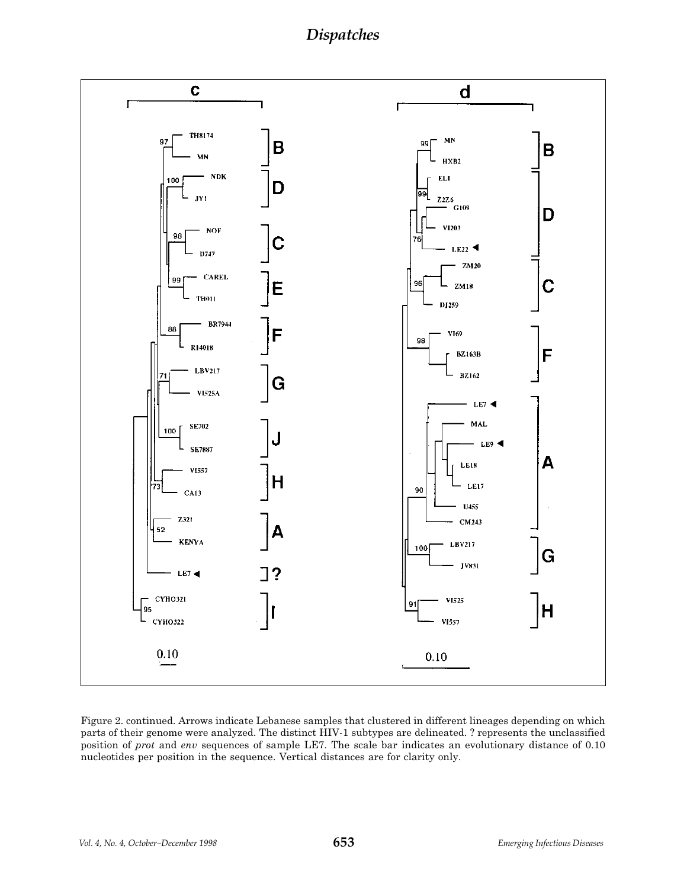Figure 2. continued. Arrows indicate Lebanese samples that clustered in different lineages depending on which parts of their genome were analyzed. The distinct HIV-1 subtypes are delineated. ? represents the unclassified position of *prot* and *env* sequences of sample LE7. The scale bar indicates an evolutionary distance of 0.10 nucleotides per position in the sequence. Vertical distances are for clarity only.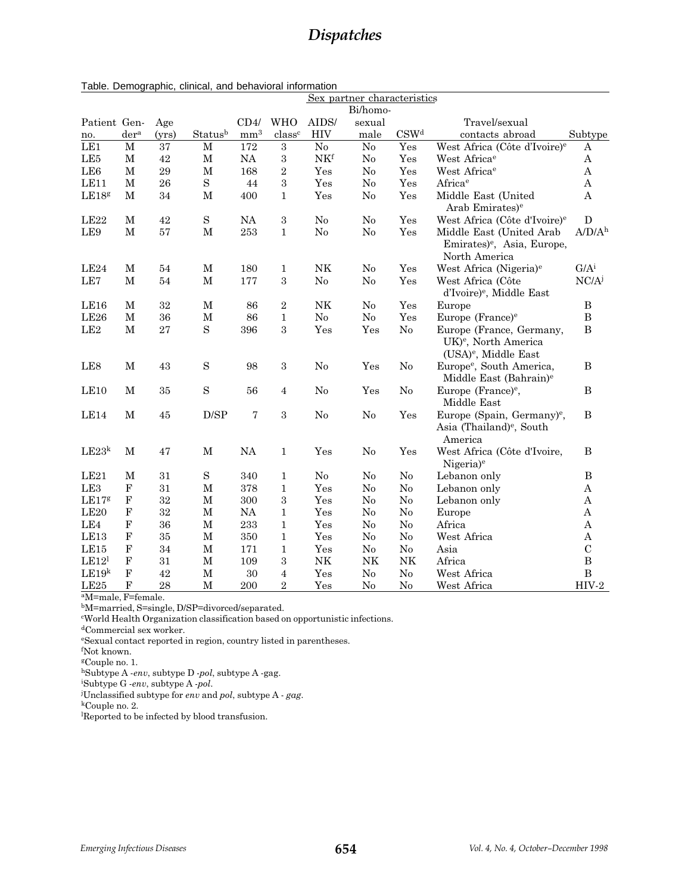Table. Demographic, clinical, and behavioral information

| | | | | | | | Sex partner characteristics | | | |
|---|---|---|---|---|---|---|---|---|---|---|
| Patient no. | Gender[a] | Age (yrs) | Status[b] | CD4/ $mm^3$ | WHO class[c] | AIDS/ HIV | Bi/homo-sexual male | CSW[d] | Travel/sexual contacts abroad | Subtype |
| LE1 | M | 37 | M | 172 | 3 | No | No | Yes | West Africa (Côte d'Ivoire)[e] | A |
| LE5 | M | 42 | M | NA | 3 | NK[f] | No | Yes | West Africa[e] | A |
| LE6 | M | 29 | M | 168 | 2 | Yes | No | Yes | West Africa[e] | A |
| LE11 | M | 26 | S | 44 | 3 | Yes | No | Yes | Africa[e] | A |
| LE18[g] | M | 34 | M | 400 | 1 | Yes | No | Yes | Middle East (United Arab Emirates)[e] | A |
| LE22 | M | 42 | S | NA | 3 | No | No | Yes | West Africa (Côte d'Ivoire)[e] | D |
| LE9 | M | 57 | M | 253 | 1 | No | No | Yes | Middle East (United Arab Emirates)[e], Asia, Europe, North America | A/D/A[h] |
| LE24 | M | 54 | M | 180 | 1 | NK | No | Yes | West Africa (Nigeria)[e] | G/A[i] |
| LE7 | M | 54 | M | 177 | 3 | No | No | Yes | West Africa (Côte d'Ivoire)[e], Middle East | NC/A[j] |
| LE16 | M | 32 | M | 86 | 2 | NK | No | Yes | Europe | B |
| LE26 | M | 36 | M | 86 | 1 | No | No | Yes | Europe (France)[e] | B |
| LE2 | M | 27 | S | 396 | 3 | Yes | Yes | No | Europe (France, Germany, UK)[e], North America (USA)[e], Middle East | B |
| LE8 | M | 43 | S | 98 | 3 | No | Yes | No | Europe[e], South America, Middle East (Bahrain)[e] | B |
| LE10 | M | 35 | S | 56 | 4 | No | Yes | No | Europe (France)[e], Middle East | B |
| LE14 | M | 45 | D/SP | 7 | 3 | No | No | Yes | Europe (Spain, Germany)[e], Asia (Thailand)[e], South America | B |
| LE23[k] | M | 47 | M | NA | 1 | Yes | No | Yes | West Africa (Côte d'Ivoire, Nigeria)[e] | B |
| LE21 | M | 31 | S | 340 | 1 | No | No | No | Lebanon only | B |
| LE3 | F | 31 | M | 378 | 1 | Yes | No | No | Lebanon only | A |
| LE17[g] | F | 32 | M | 300 | 3 | Yes | No | No | Lebanon only | A |
| LE20 | F | 32 | M | NA | 1 | Yes | No | No | Europe | A |
| LE4 | F | 36 | M | 233 | 1 | Yes | No | No | Africa | A |
| LE13 | F | 35 | M | 350 | 1 | Yes | No | No | West Africa | A |
| LE15 | F | 34 | M | 171 | 1 | Yes | No | No | Asia | C |
| LE12[l] | F | 31 | M | 109 | 3 | NK | NK | NK | Africa | B |
| LE19[k] | F | 42 | M | 30 | 4 | Yes | No | No | West Africa | B |
| LE25 | F | 28 | M | 200 | 2 | Yes | No | No | West Africa | HIV-2 |

[a]M=male, F=female.
[b]M=married, S=single, D/SP=divorced/separated.
[c]World Health Organization classification based on opportunistic infections.
[d]Commercial sex worker.
[e]Sexual contact reported in region, country listed in parentheses.
[f]Not known.
[g]Couple no. 1.
[h]Subtype A -*env*, subtype D -*pol*, subtype A -gag.
[i]Subtype G -*env*, subtype A -*pol*.
[j]Unclassified subtype for *env* and *pol*, subtype A - *gag*.
[k]Couple no. 2.
[l]Reported to be infected by blood transfusion.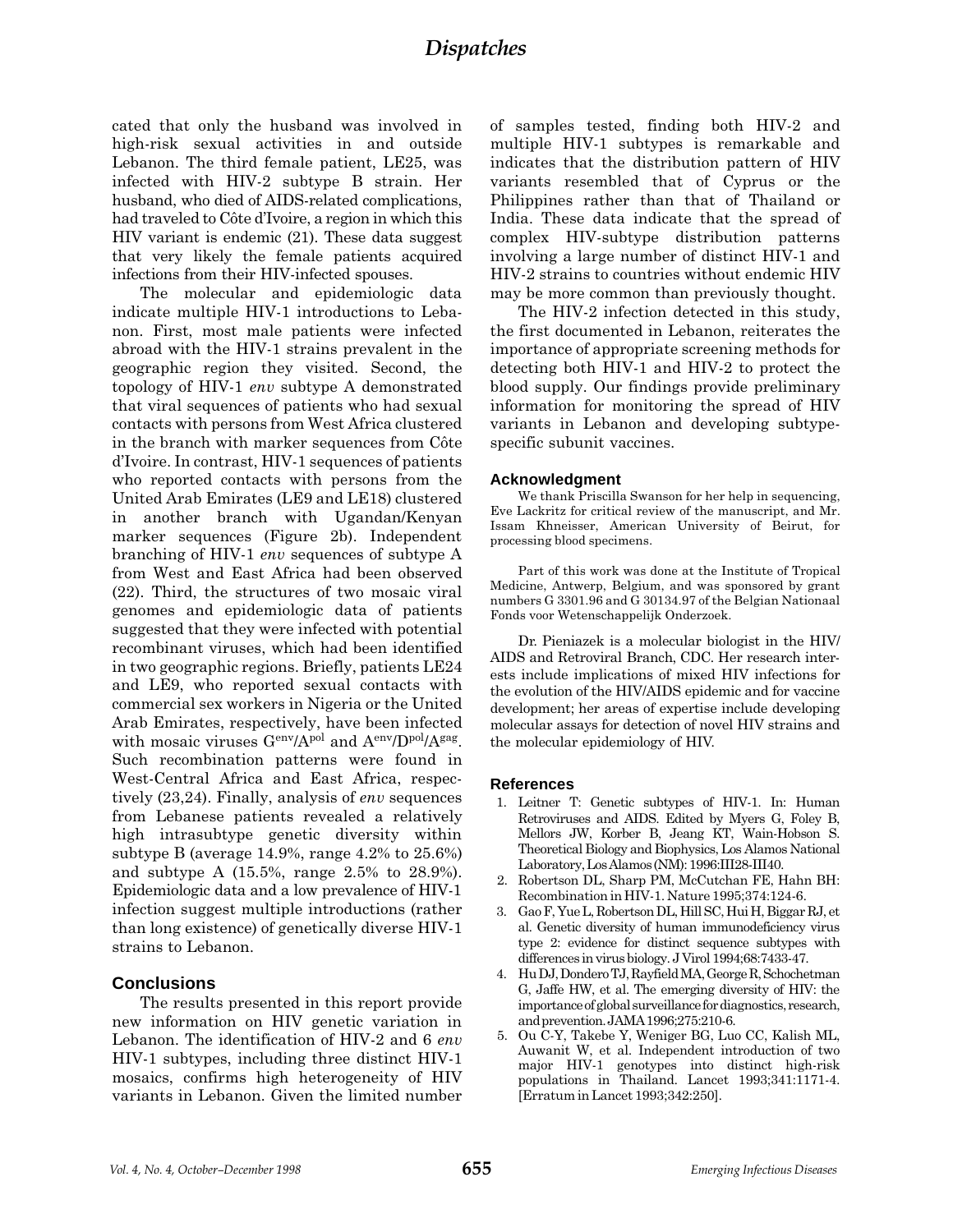cated that only the husband was involved in high-risk sexual activities in and outside Lebanon. The third female patient, LE25, was infected with HIV-2 subtype B strain. Her husband, who died of AIDS-related complications, had traveled to Côte d'Ivoire, a region in which this HIV variant is endemic (21). These data suggest that very likely the female patients acquired infections from their HIV-infected spouses.

The molecular and epidemiologic data indicate multiple HIV-1 introductions to Lebanon. First, most male patients were infected abroad with the HIV-1 strains prevalent in the geographic region they visited. Second, the topology of HIV-1 *env* subtype A demonstrated that viral sequences of patients who had sexual contacts with persons from West Africa clustered in the branch with marker sequences from Côte d'Ivoire. In contrast, HIV-1 sequences of patients who reported contacts with persons from the United Arab Emirates (LE9 and LE18) clustered in another branch with Ugandan/Kenyan marker sequences (Figure 2b). Independent branching of HIV-1 *env* sequences of subtype A from West and East Africa had been observed (22). Third, the structures of two mosaic viral genomes and epidemiologic data of patients suggested that they were infected with potential recombinant viruses, which had been identified in two geographic regions. Briefly, patients LE24 and LE9, who reported sexual contacts with commercial sex workers in Nigeria or the United Arab Emirates, respectively, have been infected with mosaic viruses $G^{env}/A^{pol}$ and $A^{env}/D^{pol}/A^{gag}$. Such recombination patterns were found in West-Central Africa and East Africa, respectively (23,24). Finally, analysis of *env* sequences from Lebanese patients revealed a relatively high intrasubtype genetic diversity within subtype B (average 14.9%, range 4.2% to 25.6%) and subtype A (15.5%, range 2.5% to 28.9%). Epidemiologic data and a low prevalence of HIV-1 infection suggest multiple introductions (rather than long existence) of genetically diverse HIV-1 strains to Lebanon.

## Conclusions

The results presented in this report provide new information on HIV genetic variation in Lebanon. The identification of HIV-2 and 6 *env* HIV-1 subtypes, including three distinct HIV-1 mosaics, confirms high heterogeneity of HIV variants in Lebanon. Given the limited number of samples tested, finding both HIV-2 and multiple HIV-1 subtypes is remarkable and indicates that the distribution pattern of HIV variants resembled that of Cyprus or the Philippines rather than that of Thailand or India. These data indicate that the spread of complex HIV-subtype distribution patterns involving a large number of distinct HIV-1 and HIV-2 strains to countries without endemic HIV may be more common than previously thought.

The HIV-2 infection detected in this study, the first documented in Lebanon, reiterates the importance of appropriate screening methods for detecting both HIV-1 and HIV-2 to protect the blood supply. Our findings provide preliminary information for monitoring the spread of HIV variants in Lebanon and developing subtype-specific subunit vaccines.

### Acknowledgment

We thank Priscilla Swanson for her help in sequencing, Eve Lackritz for critical review of the manuscript, and Mr. Issam Khneisser, American University of Beirut, for processing blood specimens.

Part of this work was done at the Institute of Tropical Medicine, Antwerp, Belgium, and was sponsored by grant numbers G 3301.96 and G 30134.97 of the Belgian Nationaal Fonds voor Wetenschappelijk Onderzoek.

Dr. Pieniazek is a molecular biologist in the HIV/AIDS and Retroviral Branch, CDC. Her research interests include implications of mixed HIV infections for the evolution of the HIV/AIDS epidemic and for vaccine development; her areas of expertise include developing molecular assays for detection of novel HIV strains and the molecular epidemiology of HIV.

### References

1. Leitner T: Genetic subtypes of HIV-1. In: Human Retroviruses and AIDS. Edited by Myers G, Foley B, Mellors JW, Korber B, Jeang KT, Wain-Hobson S. Theoretical Biology and Biophysics, Los Alamos National Laboratory, Los Alamos (NM): 1996:III28-III40.
2. Robertson DL, Sharp PM, McCutchan FE, Hahn BH: Recombination in HIV-1. Nature 1995;374:124-6.
3. Gao F, Yue L, Robertson DL, Hill SC, Hui H, Biggar RJ, et al. Genetic diversity of human immunodeficiency virus type 2: evidence for distinct sequence subtypes with differences in virus biology. J Virol 1994;68:7433-47.
4. Hu DJ, Dondero TJ, Rayfield MA, George R, Schochetman G, Jaffe HW, et al. The emerging diversity of HIV: the importance of global surveillance for diagnostics, research, and prevention. JAMA 1996;275:210-6.
5. Ou C-Y, Takebe Y, Weniger BG, Luo CC, Kalish ML, Auwanit W, et al. Independent introduction of two major HIV-1 genotypes into distinct high-risk populations in Thailand. Lancet 1993;341:1171-4. [Erratum in Lancet 1993;342:250].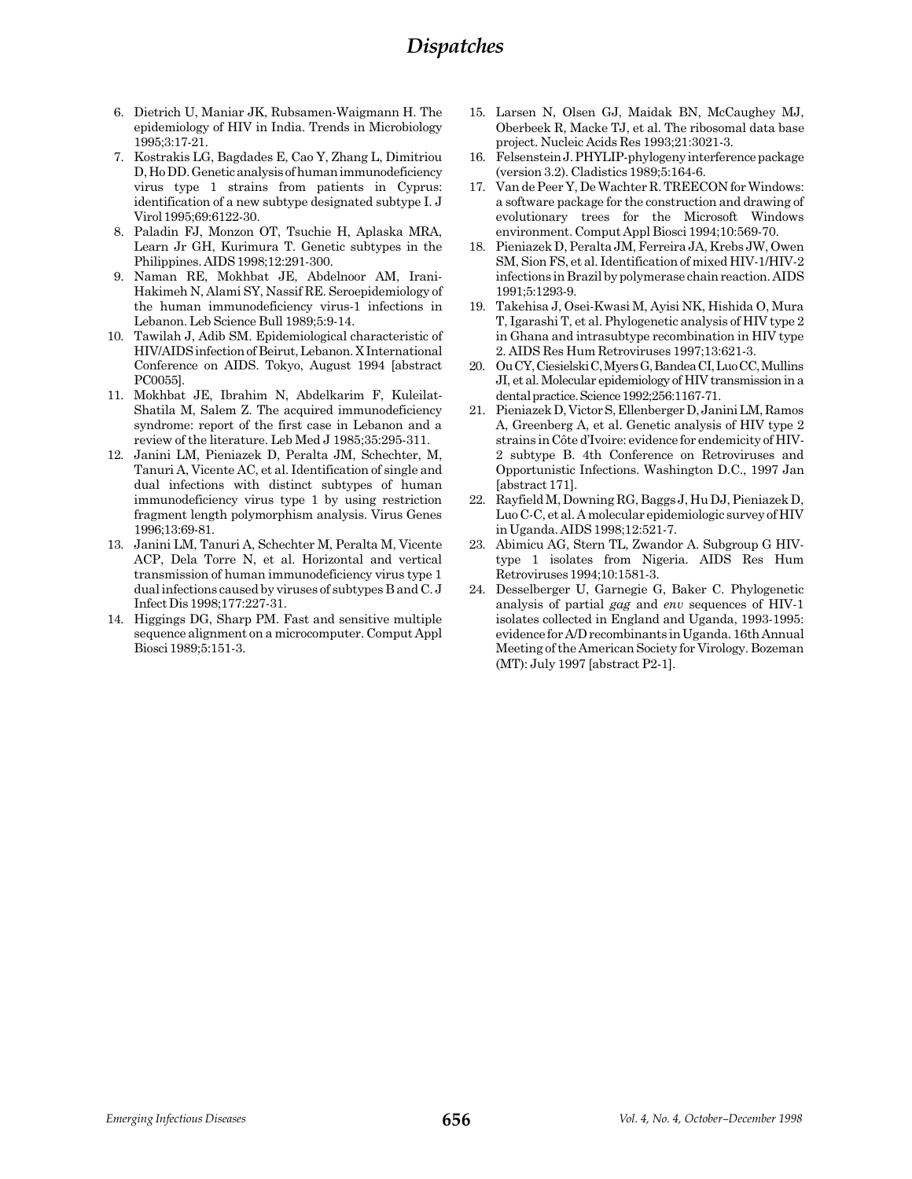6. Dietrich U, Maniar JK, Rubsamen-Waigmann H. The epidemiology of HIV in India. Trends in Microbiology 1995;3:17-21.
7. Kostrakis LG, Bagdades E, Cao Y, Zhang L, Dimitriou D, Ho DD. Genetic analysis of human immunodeficiency virus type 1 strains from patients in Cyprus: identification of a new subtype designated subtype I. J Virol 1995;69:6122-30.
8. Paladin FJ, Monzon OT, Tsuchie H, Aplaska MRA, Learn Jr GH, Kurimura T. Genetic subtypes in the Philippines. AIDS 1998;12:291-300.
9. Naman RE, Mokhbat JE, Abdelnoor AM, Irani-Hakimeh N, Alami SY, Nassif RE. Seroepidemiology of the human immunodeficiency virus-1 infections in Lebanon. Leb Science Bull 1989;5:9-14.
10. Tawilah J, Adib SM. Epidemiological characteristic of HIV/AIDS infection of Beirut, Lebanon. X International Conference on AIDS. Tokyo, August 1994 [abstract PC0055].
11. Mokhbat JE, Ibrahim N, Abdelkarim F, Kuleilat-Shatila M, Salem Z. The acquired immunodeficiency syndrome: report of the first case in Lebanon and a review of the literature. Leb Med J 1985;35:295-311.
12. Janini LM, Pieniazek D, Peralta JM, Schechter, M, Tanuri A, Vicente AC, et al. Identification of single and dual infections with distinct subtypes of human immunodeficiency virus type 1 by using restriction fragment length polymorphism analysis. Virus Genes 1996;13:69-81.
13. Janini LM, Tanuri A, Schechter M, Peralta M, Vicente ACP, Dela Torre N, et al. Horizontal and vertical transmission of human immunodeficiency virus type 1 dual infections caused by viruses of subtypes B and C. J Infect Dis 1998;177:227-31.
14. Higgings DG, Sharp PM. Fast and sensitive multiple sequence alignment on a microcomputer. Comput Appl Biosci 1989;5:151-3.
15. Larsen N, Olsen GJ, Maidak BN, McCaughey MJ, Oberbeek R, Macke TJ, et al. The ribosomal data base project. Nucleic Acids Res 1993;21:3021-3.
16. Felsenstein J. PHYLIP-phylogeny interference package (version 3.2). Cladistics 1989;5:164-6.
17. Van de Peer Y, De Wachter R. TREECON for Windows: a software package for the construction and drawing of evolutionary trees for the Microsoft Windows environment. Comput Appl Biosci 1994;10:569-70.
18. Pieniazek D, Peralta JM, Ferreira JA, Krebs JW, Owen SM, Sion FS, et al. Identification of mixed HIV-1/HIV-2 infections in Brazil by polymerase chain reaction. AIDS 1991;5:1293-9.
19. Takehisa J, Osei-Kwasi M, Ayisi NK, Hishida O, Mura T, Igarashi T, et al. Phylogenetic analysis of HIV type 2 in Ghana and intrasubtype recombination in HIV type 2. AIDS Res Hum Retroviruses 1997;13:621-3.
20. Ou CY, Ciesielski C, Myers G, Bandea CI, Luo CC, Mullins JI, et al. Molecular epidemiology of HIV transmission in a dental practice. Science 1992;256:1167-71.
21. Pieniazek D, Victor S, Ellenberger D, Janini LM, Ramos A, Greenberg A, et al. Genetic analysis of HIV type 2 strains in Côte d'Ivoire: evidence for endemicity of HIV-2 subtype B. 4th Conference on Retroviruses and Opportunistic Infections. Washington D.C., 1997 Jan [abstract 171].
22. Rayfield M, Downing RG, Baggs J, Hu DJ, Pieniazek D, Luo C-C, et al. A molecular epidemiologic survey of HIV in Uganda. AIDS 1998;12:521-7.
23. Abimicu AG, Stern TL, Zwandor A. Subgroup G HIV-type 1 isolates from Nigeria. AIDS Res Hum Retroviruses 1994;10:1581-3.
24. Desselberger U, Garnegie G, Baker C. Phylogenetic analysis of partial *gag* and *env* sequences of HIV-1 isolates collected in England and Uganda, 1993-1995: evidence for A/D recombinants in Uganda. 16th Annual Meeting of the American Society for Virology. Bozeman (MT): July 1997 [abstract P2-1].